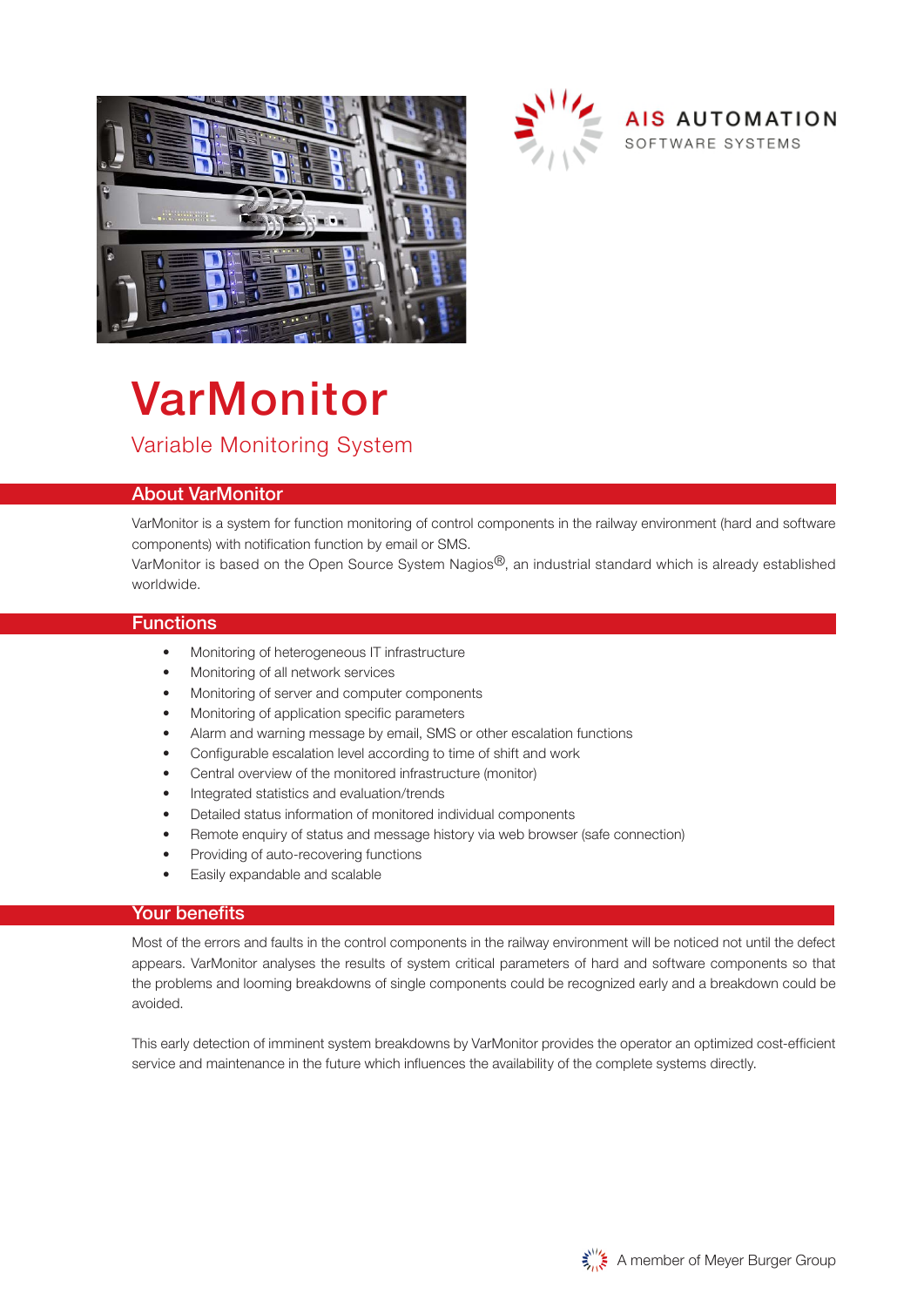AIS AUTOMATION
SOFTWARE SYSTEMS

# VarMonitor

## Variable Monitoring System

### About VarMonitor

VarMonitor is a system for function monitoring of control components in the railway environment (hard and software components) with notification function by email or SMS.
VarMonitor is based on the Open Source System Nagios®, an industrial standard which is already established worldwide.

### Functions

- Monitoring of heterogeneous IT infrastructure
- Monitoring of all network services
- Monitoring of server and computer components
- Monitoring of application specific parameters
- Alarm and warning message by email, SMS or other escalation functions
- Configurable escalation level according to time of shift and work
- Central overview of the monitored infrastructure (monitor)
- Integrated statistics and evaluation/trends
- Detailed status information of monitored individual components
- Remote enquiry of status and message history via web browser (safe connection)
- Providing of auto-recovering functions
- Easily expandable and scalable

### Your benefits

Most of the errors and faults in the control components in the railway environment will be noticed not until the defect appears. VarMonitor analyses the results of system critical parameters of hard and software components so that the problems and looming breakdowns of single components could be recognized early and a breakdown could be avoided.

This early detection of imminent system breakdowns by VarMonitor provides the operator an optimized cost-efficient service and maintenance in the future which influences the availability of the complete systems directly.

A member of Meyer Burger Group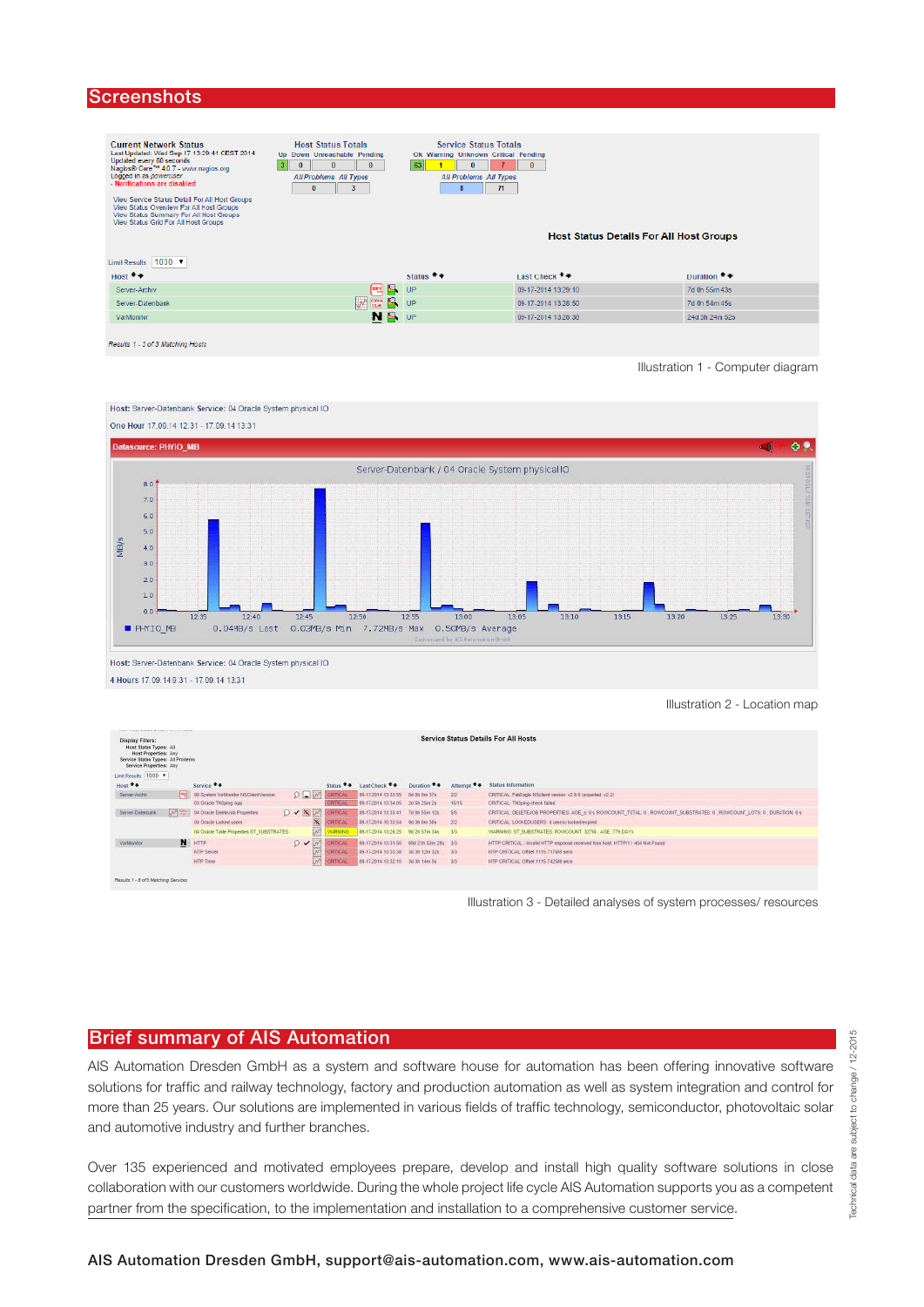## Screenshots

Illustration 1 - Computer diagram

Illustration 2 - Location map

Illustration 3 - Detailed analyses of system processes/ resources

## Brief summary of AIS Automation

AIS Automation Dresden GmbH as a system and software house for automation has been offering innovative software solutions for traffic and railway technology, factory and production automation as well as system integration and control for more than 25 years. Our solutions are implemented in various fields of traffic technology, semiconductor, photovoltaic solar and automotive industry and further branches.

Over 135 experienced and motivated employees prepare, develop and install high quality software solutions in close collaboration with our customers worldwide. During the whole project life cycle AIS Automation supports you as a competent partner from the specification, to the implementation and installation to a comprehensive customer service.

**AIS Automation Dresden GmbH, support@ais-automation.com, www.ais-automation.com**

Technical data are subject to change / 12-2015